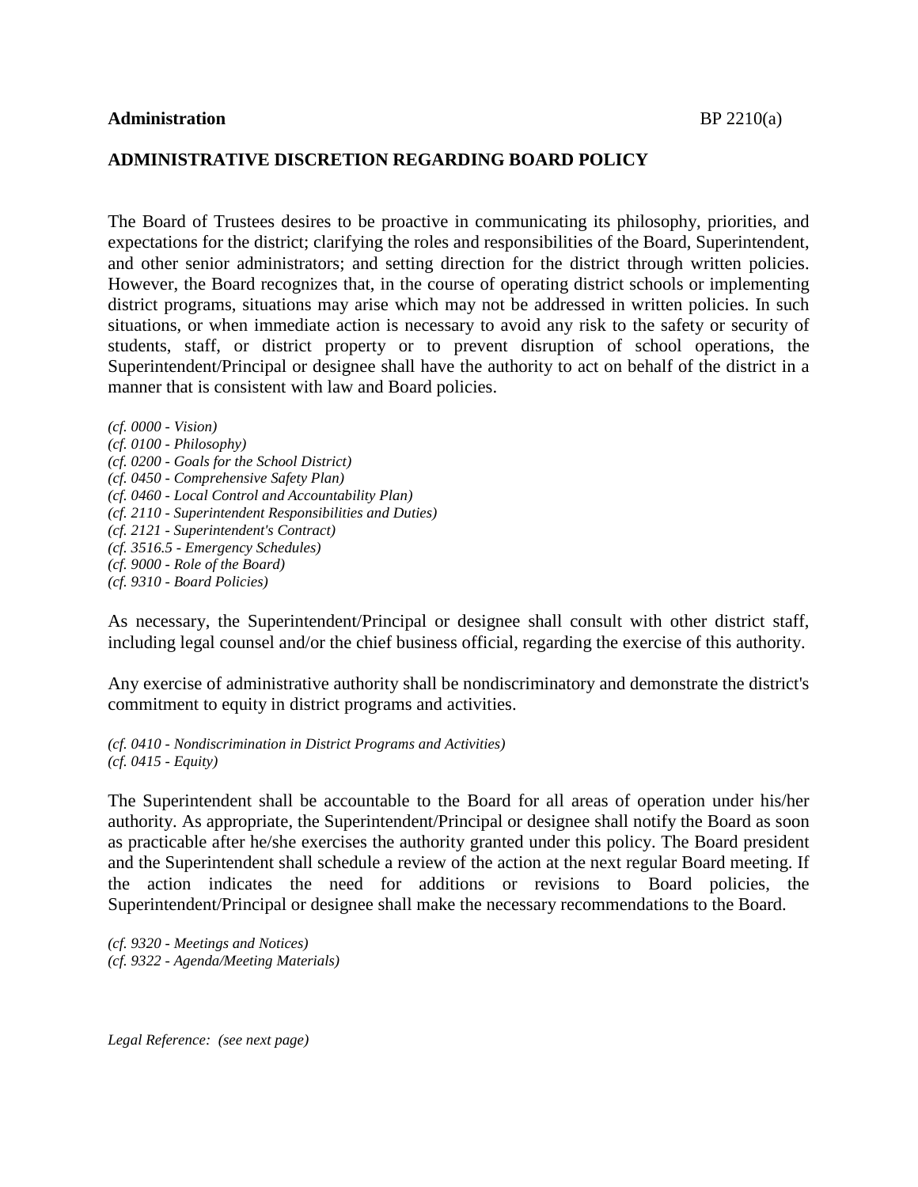**Administration** BP 2210(a)

## ADMINISTRATIVE DISCRETION REGARDING BOARD POLICY

The Board of Trustees desires to be proactive in communicating its philosophy, priorities, and expectations for the district; clarifying the roles and responsibilities of the Board, Superintendent, and other senior administrators; and setting direction for the district through written policies. However, the Board recognizes that, in the course of operating district schools or implementing district programs, situations may arise which may not be addressed in written policies. In such situations, or when immediate action is necessary to avoid any risk to the safety or security of students, staff, or district property or to prevent disruption of school operations, the Superintendent/Principal or designee shall have the authority to act on behalf of the district in a manner that is consistent with law and Board policies.

*(cf. 0000 - Vision)*
*(cf. 0100 - Philosophy)*
*(cf. 0200 - Goals for the School District)*
*(cf. 0450 - Comprehensive Safety Plan)*
*(cf. 0460 - Local Control and Accountability Plan)*
*(cf. 2110 - Superintendent Responsibilities and Duties)*
*(cf. 2121 - Superintendent's Contract)*
*(cf. 3516.5 - Emergency Schedules)*
*(cf. 9000 - Role of the Board)*
*(cf. 9310 - Board Policies)*

As necessary, the Superintendent/Principal or designee shall consult with other district staff, including legal counsel and/or the chief business official, regarding the exercise of this authority.

Any exercise of administrative authority shall be nondiscriminatory and demonstrate the district's commitment to equity in district programs and activities.

*(cf. 0410 - Nondiscrimination in District Programs and Activities)*
*(cf. 0415 - Equity)*

The Superintendent shall be accountable to the Board for all areas of operation under his/her authority. As appropriate, the Superintendent/Principal or designee shall notify the Board as soon as practicable after he/she exercises the authority granted under this policy. The Board president and the Superintendent shall schedule a review of the action at the next regular Board meeting. If the action indicates the need for additions or revisions to Board policies, the Superintendent/Principal or designee shall make the necessary recommendations to the Board.

*(cf. 9320 - Meetings and Notices)*
*(cf. 9322 - Agenda/Meeting Materials)*

*Legal Reference: (see next page)*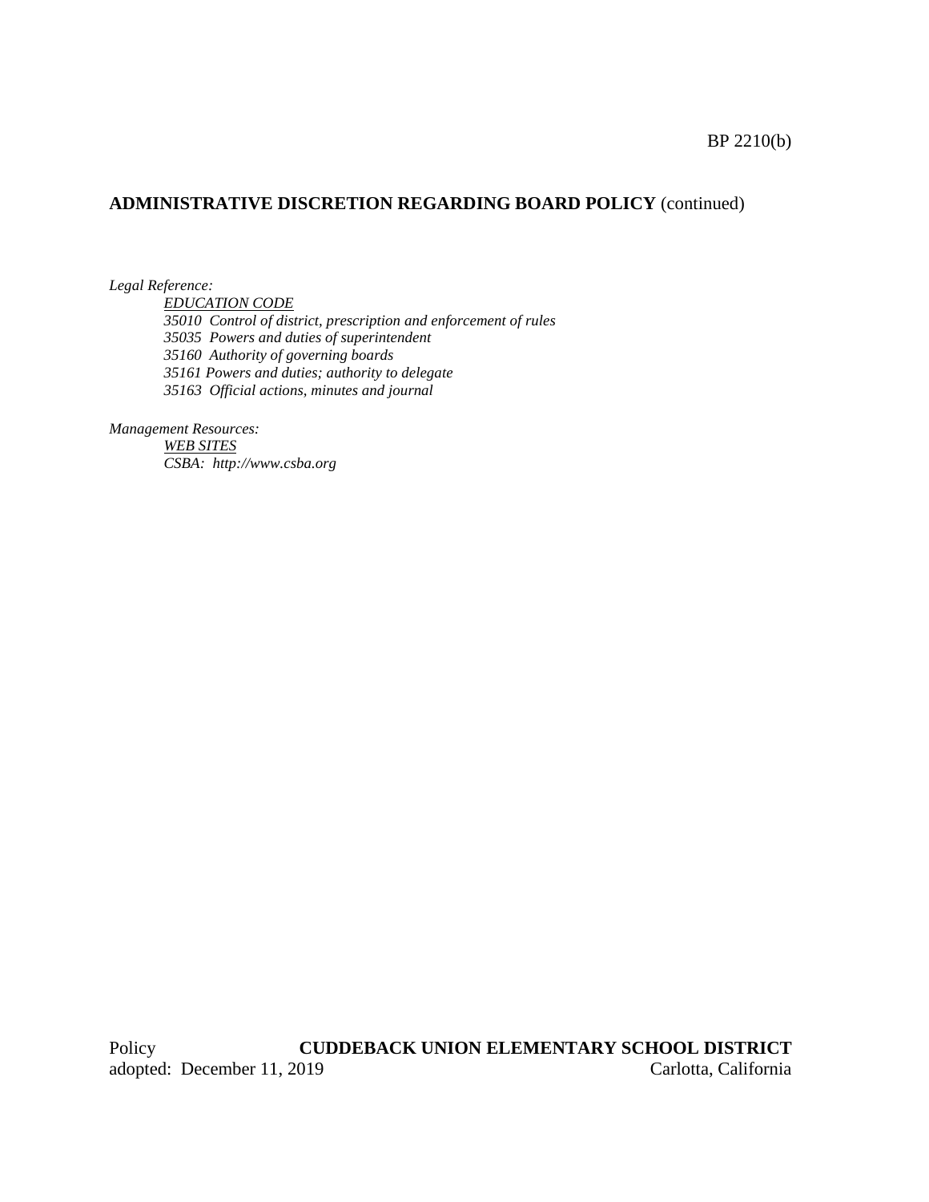## ADMINISTRATIVE DISCRETION REGARDING BOARD POLICY (continued)

*Legal Reference:*

*EDUCATION CODE*

*35010 Control of district, prescription and enforcement of rules*

*35035 Powers and duties of superintendent*

*35160 Authority of governing boards*

*35161 Powers and duties; authority to delegate*

*35163 Official actions, minutes and journal*

*Management Resources:*

*WEB SITES*

*CSBA: http://www.csba.org*

Policy **CUDDEBACK UNION ELEMENTARY SCHOOL DISTRICT**
adopted: December 11, 2019 Carlotta, California